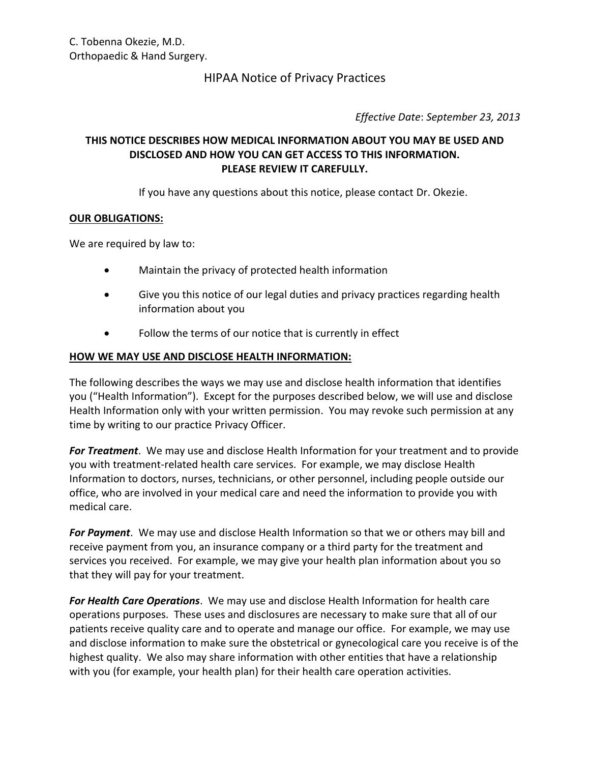C. Tobenna Okezie, M.D.
Orthopaedic & Hand Surgery.

# HIPAA Notice of Privacy Practices

*Effective Date: September 23, 2013*

**THIS NOTICE DESCRIBES HOW MEDICAL INFORMATION ABOUT YOU MAY BE USED AND DISCLOSED AND HOW YOU CAN GET ACCESS TO THIS INFORMATION. PLEASE REVIEW IT CAREFULLY.**

If you have any questions about this notice, please contact Dr. Okezie.

## OUR OBLIGATIONS:

We are required by law to:

- Maintain the privacy of protected health information
- Give you this notice of our legal duties and privacy practices regarding health information about you
- Follow the terms of our notice that is currently in effect

## HOW WE MAY USE AND DISCLOSE HEALTH INFORMATION:

The following describes the ways we may use and disclose health information that identifies you ("Health Information"). Except for the purposes described below, we will use and disclose Health Information only with your written permission. You may revoke such permission at any time by writing to our practice Privacy Officer.

***For Treatment***. We may use and disclose Health Information for your treatment and to provide you with treatment-related health care services. For example, we may disclose Health Information to doctors, nurses, technicians, or other personnel, including people outside our office, who are involved in your medical care and need the information to provide you with medical care.

***For Payment***. We may use and disclose Health Information so that we or others may bill and receive payment from you, an insurance company or a third party for the treatment and services you received. For example, we may give your health plan information about you so that they will pay for your treatment.

***For Health Care Operations***. We may use and disclose Health Information for health care operations purposes. These uses and disclosures are necessary to make sure that all of our patients receive quality care and to operate and manage our office. For example, we may use and disclose information to make sure the obstetrical or gynecological care you receive is of the highest quality. We also may share information with other entities that have a relationship with you (for example, your health plan) for their health care operation activities.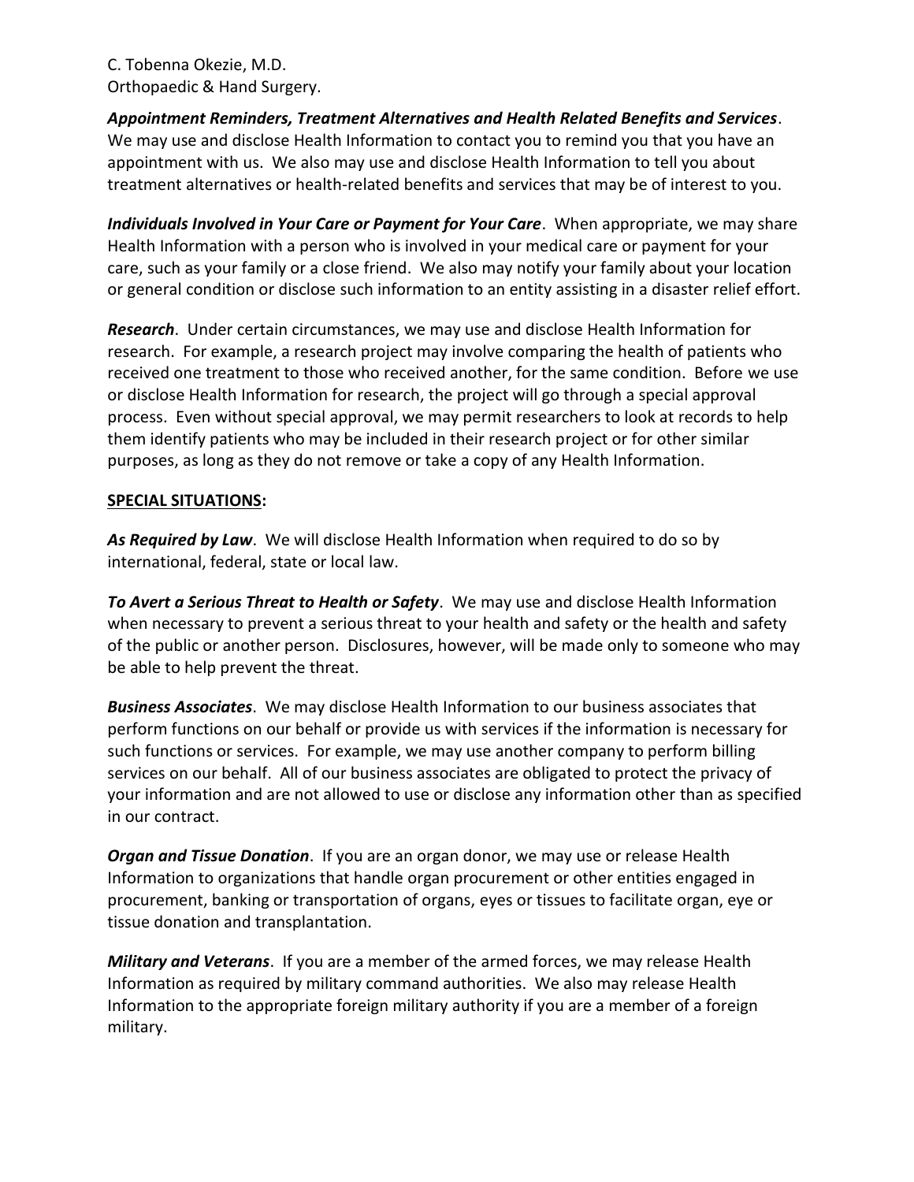C. Tobenna Okezie, M.D.
Orthopaedic & Hand Surgery.

***Appointment Reminders, Treatment Alternatives and Health Related Benefits and Services***. We may use and disclose Health Information to contact you to remind you that you have an appointment with us. We also may use and disclose Health Information to tell you about treatment alternatives or health-related benefits and services that may be of interest to you.

***Individuals Involved in Your Care or Payment for Your Care***. When appropriate, we may share Health Information with a person who is involved in your medical care or payment for your care, such as your family or a close friend. We also may notify your family about your location or general condition or disclose such information to an entity assisting in a disaster relief effort.

***Research***. Under certain circumstances, we may use and disclose Health Information for research. For example, a research project may involve comparing the health of patients who received one treatment to those who received another, for the same condition. Before we use or disclose Health Information for research, the project will go through a special approval process. Even without special approval, we may permit researchers to look at records to help them identify patients who may be included in their research project or for other similar purposes, as long as they do not remove or take a copy of any Health Information.

**SPECIAL SITUATIONS:**

***As Required by Law***. We will disclose Health Information when required to do so by international, federal, state or local law.

***To Avert a Serious Threat to Health or Safety***. We may use and disclose Health Information when necessary to prevent a serious threat to your health and safety or the health and safety of the public or another person. Disclosures, however, will be made only to someone who may be able to help prevent the threat.

***Business Associates***. We may disclose Health Information to our business associates that perform functions on our behalf or provide us with services if the information is necessary for such functions or services. For example, we may use another company to perform billing services on our behalf. All of our business associates are obligated to protect the privacy of your information and are not allowed to use or disclose any information other than as specified in our contract.

***Organ and Tissue Donation***. If you are an organ donor, we may use or release Health Information to organizations that handle organ procurement or other entities engaged in procurement, banking or transportation of organs, eyes or tissues to facilitate organ, eye or tissue donation and transplantation.

***Military and Veterans***. If you are a member of the armed forces, we may release Health Information as required by military command authorities. We also may release Health Information to the appropriate foreign military authority if you are a member of a foreign military.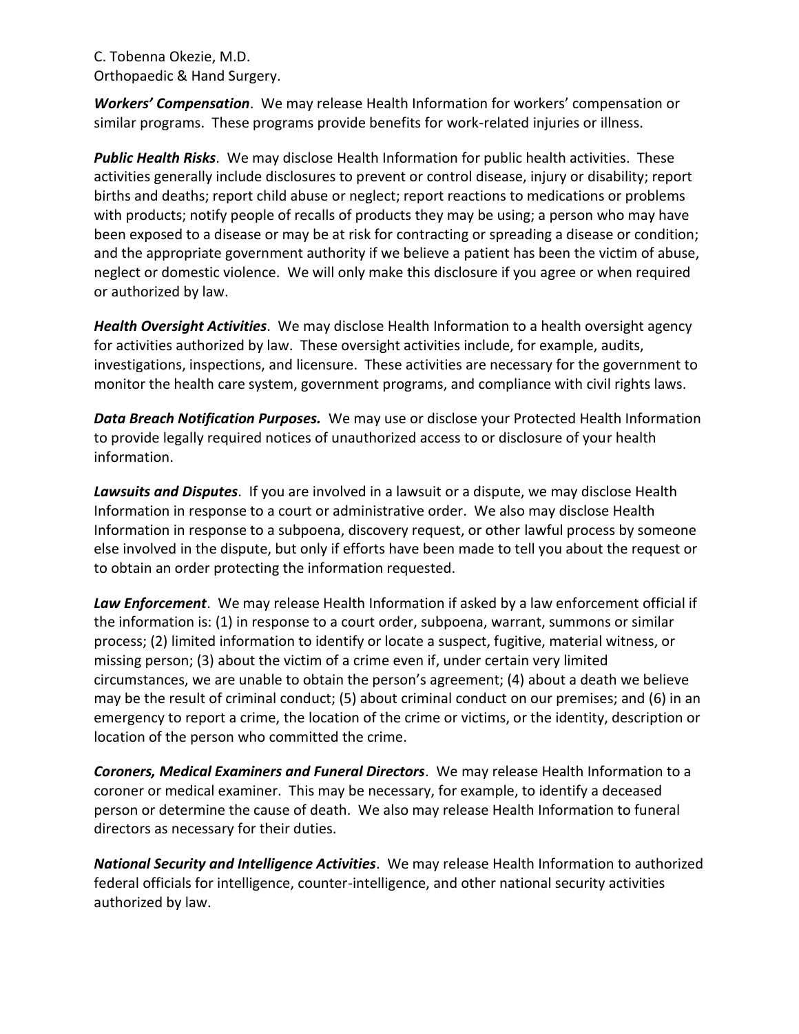C. Tobenna Okezie, M.D.
Orthopaedic & Hand Surgery.

***Workers' Compensation***. We may release Health Information for workers' compensation or similar programs. These programs provide benefits for work-related injuries or illness.

***Public Health Risks***. We may disclose Health Information for public health activities. These activities generally include disclosures to prevent or control disease, injury or disability; report births and deaths; report child abuse or neglect; report reactions to medications or problems with products; notify people of recalls of products they may be using; a person who may have been exposed to a disease or may be at risk for contracting or spreading a disease or condition; and the appropriate government authority if we believe a patient has been the victim of abuse, neglect or domestic violence. We will only make this disclosure if you agree or when required or authorized by law.

***Health Oversight Activities***. We may disclose Health Information to a health oversight agency for activities authorized by law. These oversight activities include, for example, audits, investigations, inspections, and licensure. These activities are necessary for the government to monitor the health care system, government programs, and compliance with civil rights laws.

***Data Breach Notification Purposes.*** We may use or disclose your Protected Health Information to provide legally required notices of unauthorized access to or disclosure of your health information.

***Lawsuits and Disputes***. If you are involved in a lawsuit or a dispute, we may disclose Health Information in response to a court or administrative order. We also may disclose Health Information in response to a subpoena, discovery request, or other lawful process by someone else involved in the dispute, but only if efforts have been made to tell you about the request or to obtain an order protecting the information requested.

***Law Enforcement***. We may release Health Information if asked by a law enforcement official if the information is: (1) in response to a court order, subpoena, warrant, summons or similar process; (2) limited information to identify or locate a suspect, fugitive, material witness, or missing person; (3) about the victim of a crime even if, under certain very limited circumstances, we are unable to obtain the person's agreement; (4) about a death we believe may be the result of criminal conduct; (5) about criminal conduct on our premises; and (6) in an emergency to report a crime, the location of the crime or victims, or the identity, description or location of the person who committed the crime.

***Coroners, Medical Examiners and Funeral Directors***. We may release Health Information to a coroner or medical examiner. This may be necessary, for example, to identify a deceased person or determine the cause of death. We also may release Health Information to funeral directors as necessary for their duties.

***National Security and Intelligence Activities***. We may release Health Information to authorized federal officials for intelligence, counter-intelligence, and other national security activities authorized by law.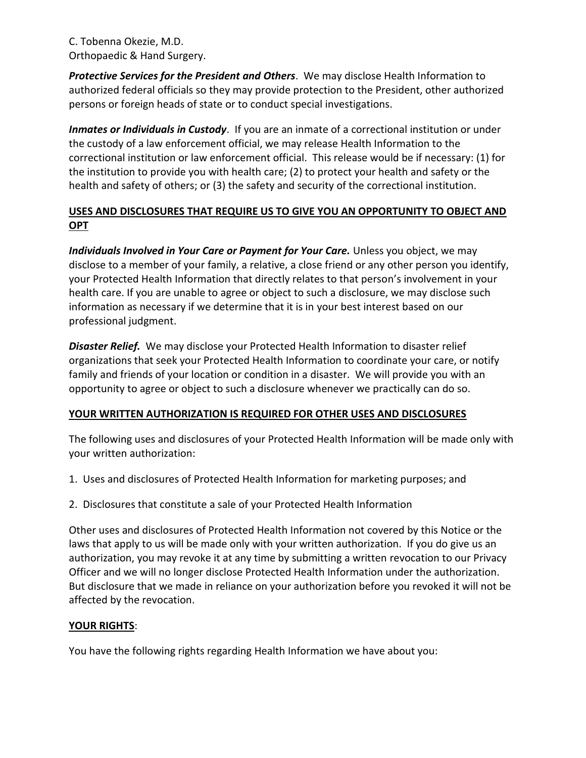C. Tobenna Okezie, M.D.
Orthopaedic & Hand Surgery.

***Protective Services for the President and Others***. We may disclose Health Information to authorized federal officials so they may provide protection to the President, other authorized persons or foreign heads of state or to conduct special investigations.

***Inmates or Individuals in Custody***. If you are an inmate of a correctional institution or under the custody of a law enforcement official, we may release Health Information to the correctional institution or law enforcement official. This release would be if necessary: (1) for the institution to provide you with health care; (2) to protect your health and safety or the health and safety of others; or (3) the safety and security of the correctional institution.

**USES AND DISCLOSURES THAT REQUIRE US TO GIVE YOU AN OPPORTUNITY TO OBJECT AND OPT**

***Individuals Involved in Your Care or Payment for Your Care.*** Unless you object, we may disclose to a member of your family, a relative, a close friend or any other person you identify, your Protected Health Information that directly relates to that person's involvement in your health care. If you are unable to agree or object to such a disclosure, we may disclose such information as necessary if we determine that it is in your best interest based on our professional judgment.

***Disaster Relief.*** We may disclose your Protected Health Information to disaster relief organizations that seek your Protected Health Information to coordinate your care, or notify family and friends of your location or condition in a disaster. We will provide you with an opportunity to agree or object to such a disclosure whenever we practically can do so.

**YOUR WRITTEN AUTHORIZATION IS REQUIRED FOR OTHER USES AND DISCLOSURES**

The following uses and disclosures of your Protected Health Information will be made only with your written authorization:

1. Uses and disclosures of Protected Health Information for marketing purposes; and
2. Disclosures that constitute a sale of your Protected Health Information

Other uses and disclosures of Protected Health Information not covered by this Notice or the laws that apply to us will be made only with your written authorization. If you do give us an authorization, you may revoke it at any time by submitting a written revocation to our Privacy Officer and we will no longer disclose Protected Health Information under the authorization. But disclosure that we made in reliance on your authorization before you revoked it will not be affected by the revocation.

**YOUR RIGHTS**:

You have the following rights regarding Health Information we have about you: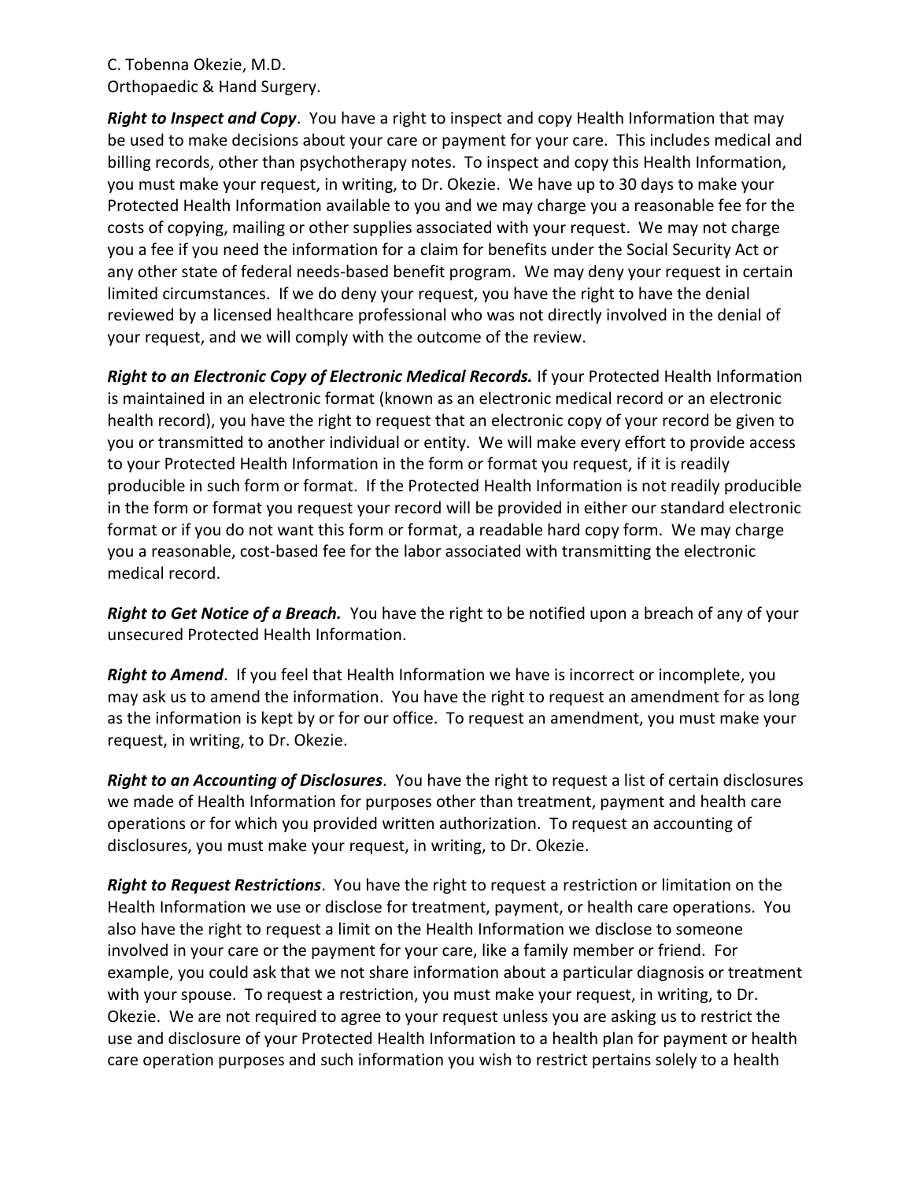C. Tobenna Okezie, M.D.
Orthopaedic & Hand Surgery.

***Right to Inspect and Copy***. You have a right to inspect and copy Health Information that may be used to make decisions about your care or payment for your care. This includes medical and billing records, other than psychotherapy notes. To inspect and copy this Health Information, you must make your request, in writing, to Dr. Okezie. We have up to 30 days to make your Protected Health Information available to you and we may charge you a reasonable fee for the costs of copying, mailing or other supplies associated with your request. We may not charge you a fee if you need the information for a claim for benefits under the Social Security Act or any other state of federal needs-based benefit program. We may deny your request in certain limited circumstances. If we do deny your request, you have the right to have the denial reviewed by a licensed healthcare professional who was not directly involved in the denial of your request, and we will comply with the outcome of the review.

***Right to an Electronic Copy of Electronic Medical Records.*** If your Protected Health Information is maintained in an electronic format (known as an electronic medical record or an electronic health record), you have the right to request that an electronic copy of your record be given to you or transmitted to another individual or entity. We will make every effort to provide access to your Protected Health Information in the form or format you request, if it is readily producible in such form or format. If the Protected Health Information is not readily producible in the form or format you request your record will be provided in either our standard electronic format or if you do not want this form or format, a readable hard copy form. We may charge you a reasonable, cost-based fee for the labor associated with transmitting the electronic medical record.

***Right to Get Notice of a Breach.*** You have the right to be notified upon a breach of any of your unsecured Protected Health Information.

***Right to Amend***. If you feel that Health Information we have is incorrect or incomplete, you may ask us to amend the information. You have the right to request an amendment for as long as the information is kept by or for our office. To request an amendment, you must make your request, in writing, to Dr. Okezie.

***Right to an Accounting of Disclosures***. You have the right to request a list of certain disclosures we made of Health Information for purposes other than treatment, payment and health care operations or for which you provided written authorization. To request an accounting of disclosures, you must make your request, in writing, to Dr. Okezie.

***Right to Request Restrictions***. You have the right to request a restriction or limitation on the Health Information we use or disclose for treatment, payment, or health care operations. You also have the right to request a limit on the Health Information we disclose to someone involved in your care or the payment for your care, like a family member or friend. For example, you could ask that we not share information about a particular diagnosis or treatment with your spouse. To request a restriction, you must make your request, in writing, to Dr. Okezie. We are not required to agree to your request unless you are asking us to restrict the use and disclosure of your Protected Health Information to a health plan for payment or health care operation purposes and such information you wish to restrict pertains solely to a health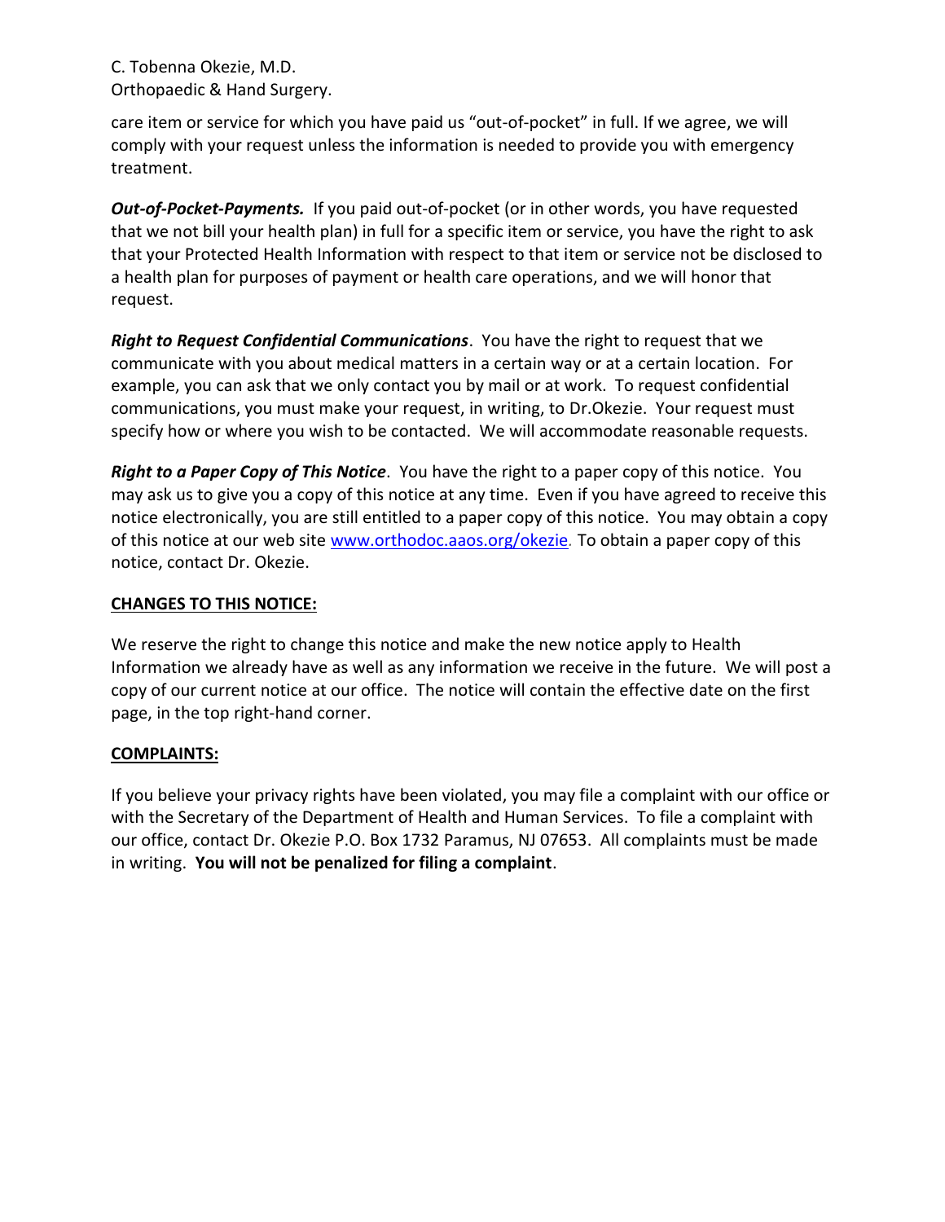care item or service for which you have paid us "out-of-pocket" in full. If we agree, we will comply with your request unless the information is needed to provide you with emergency treatment.

***Out-of-Pocket-Payments.*** If you paid out-of-pocket (or in other words, you have requested that we not bill your health plan) in full for a specific item or service, you have the right to ask that your Protected Health Information with respect to that item or service not be disclosed to a health plan for purposes of payment or health care operations, and we will honor that request.

***Right to Request Confidential Communications***. You have the right to request that we communicate with you about medical matters in a certain way or at a certain location. For example, you can ask that we only contact you by mail or at work. To request confidential communications, you must make your request, in writing, to Dr.Okezie. Your request must specify how or where you wish to be contacted. We will accommodate reasonable requests.

***Right to a Paper Copy of This Notice***. You have the right to a paper copy of this notice. You may ask us to give you a copy of this notice at any time. Even if you have agreed to receive this notice electronically, you are still entitled to a paper copy of this notice. You may obtain a copy of this notice at our web site [www.orthodoc.aaos.org/okezie](www.orthodoc.aaos.org/okezie). To obtain a paper copy of this notice, contact Dr. Okezie.

## CHANGES TO THIS NOTICE:

We reserve the right to change this notice and make the new notice apply to Health Information we already have as well as any information we receive in the future. We will post a copy of our current notice at our office. The notice will contain the effective date on the first page, in the top right-hand corner.

## COMPLAINTS:

If you believe your privacy rights have been violated, you may file a complaint with our office or with the Secretary of the Department of Health and Human Services. To file a complaint with our office, contact Dr. Okezie P.O. Box 1732 Paramus, NJ 07653. All complaints must be made in writing. **You will not be penalized for filing a complaint**.